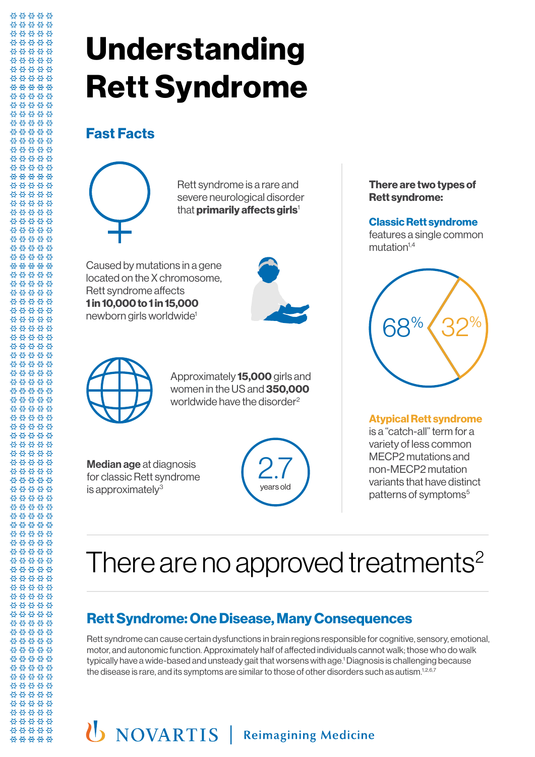# Understanding Rett Syndrome

## Fast Facts

Rett syndrome is a rare and severe neurological disorder that **primarily affects girls**[1]

Caused by mutations in a gene located on the X chromosome, Rett syndrome affects **1 in 10,000 to 1 in 15,000** newborn girls worldwide[1]

Approximately **15,000** girls and women in the US and **350,000** worldwide have the disorder[2]

**Median age** at diagnosis for classic Rett syndrome is approximately[3] 2.7 years old

**There are two types of Rett syndrome:**

**Classic Rett syndrome** features a single common mutation[1,4]

68%

32%

**Atypical Rett syndrome** is a "catch-all" term for a variety of less common MECP2 mutations and non-MECP2 mutation variants that have distinct patterns of symptoms[5]

# There are no approved treatments[2]

## Rett Syndrome: One Disease, Many Consequences

Rett syndrome can cause certain dysfunctions in brain regions responsible for cognitive, sensory, emotional, motor, and autonomic function. Approximately half of affected individuals cannot walk; those who do walk typically have a wide-based and unsteady gait that worsens with age.[1] Diagnosis is challenging because the disease is rare, and its symptoms are similar to those of other disorders such as autism.[1,2,6,7]

NOVARTIS | Reimagining Medicine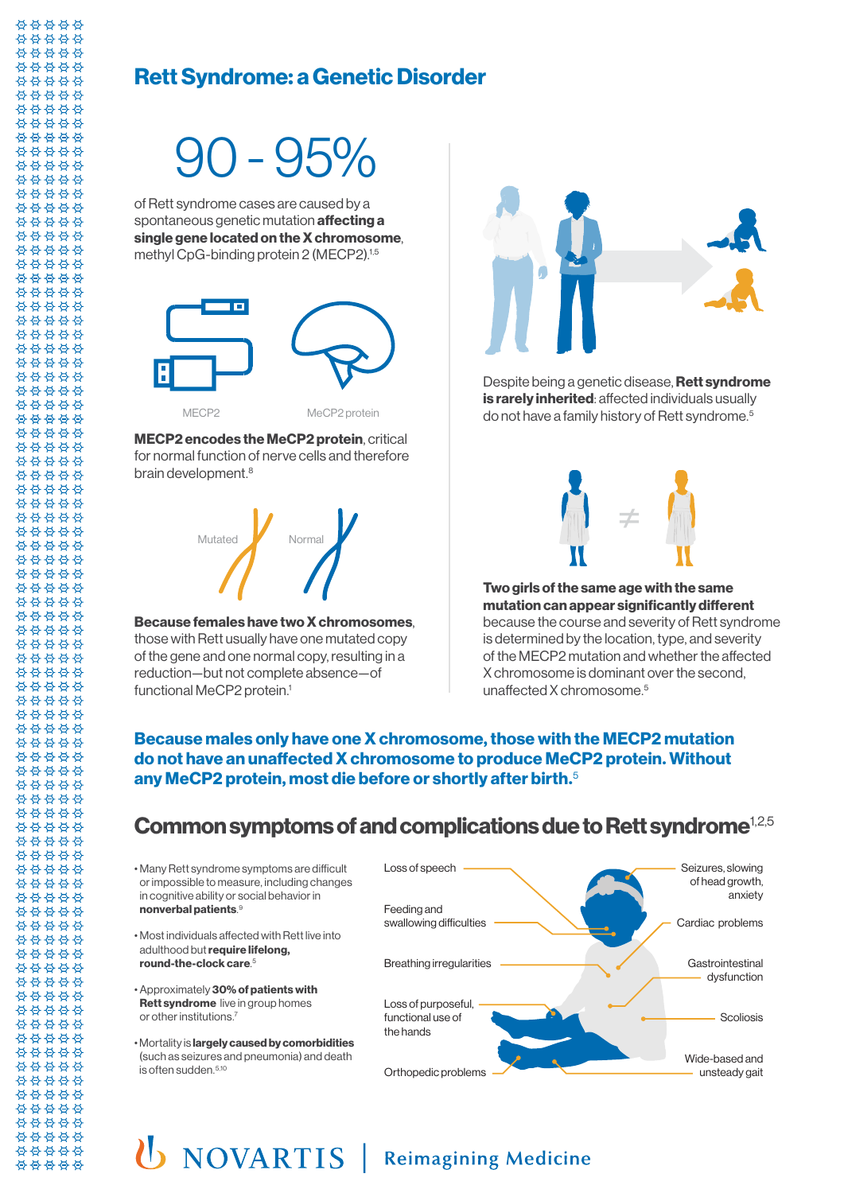# Rett Syndrome: a Genetic Disorder

## 90 - 95%

of Rett syndrome cases are caused by a spontaneous genetic mutation **affecting a single gene located on the X chromosome**, methyl CpG-binding protein 2 (MECP2).[1,5]

MECP2

MeCP2 protein

**MECP2 encodes the MeCP2 protein**, critical for normal function of nerve cells and therefore brain development.[8]

Mutated

Normal

**Because females have two X chromosomes**, those with Rett usually have one mutated copy of the gene and one normal copy, resulting in a reduction—but not complete absence—of functional MeCP2 protein.[1]

Despite being a genetic disease, **Rett syndrome is rarely inherited**: affected individuals usually do not have a family history of Rett syndrome.[5]

**Two girls of the same age with the same mutation can appear significantly different** because the course and severity of Rett syndrome is determined by the location, type, and severity of the MECP2 mutation and whether the affected X chromosome is dominant over the second, unaffected X chromosome.[5]

**Because males only have one X chromosome, those with the MECP2 mutation do not have an unaffected X chromosome to produce MeCP2 protein. Without any MeCP2 protein, most die before or shortly after birth.**[5]

## Common symptoms of and complications due to Rett syndrome[1,2,5]

- Many Rett syndrome symptoms are difficult or impossible to measure, including changes in cognitive ability or social behavior in **nonverbal patients**.[9]
- Most individuals affected with Rett live into adulthood but **require lifelong, round-the-clock care**.[5]
- Approximately **30% of patients with Rett syndrome** live in group homes or other institutions.[7]
- Mortality is **largely caused by comorbidities** (such as seizures and pneumonia) and death is often sudden.[5,10]

Loss of speech

Feeding and swallowing difficulties

Breathing irregularities

Loss of purposeful, functional use of the hands

Orthopedic problems

Seizures, slowing of head growth, anxiety

Cardiac problems

Gastrointestinal dysfunction

Scoliosis

Wide-based and unsteady gait

NOVARTIS | Reimagining Medicine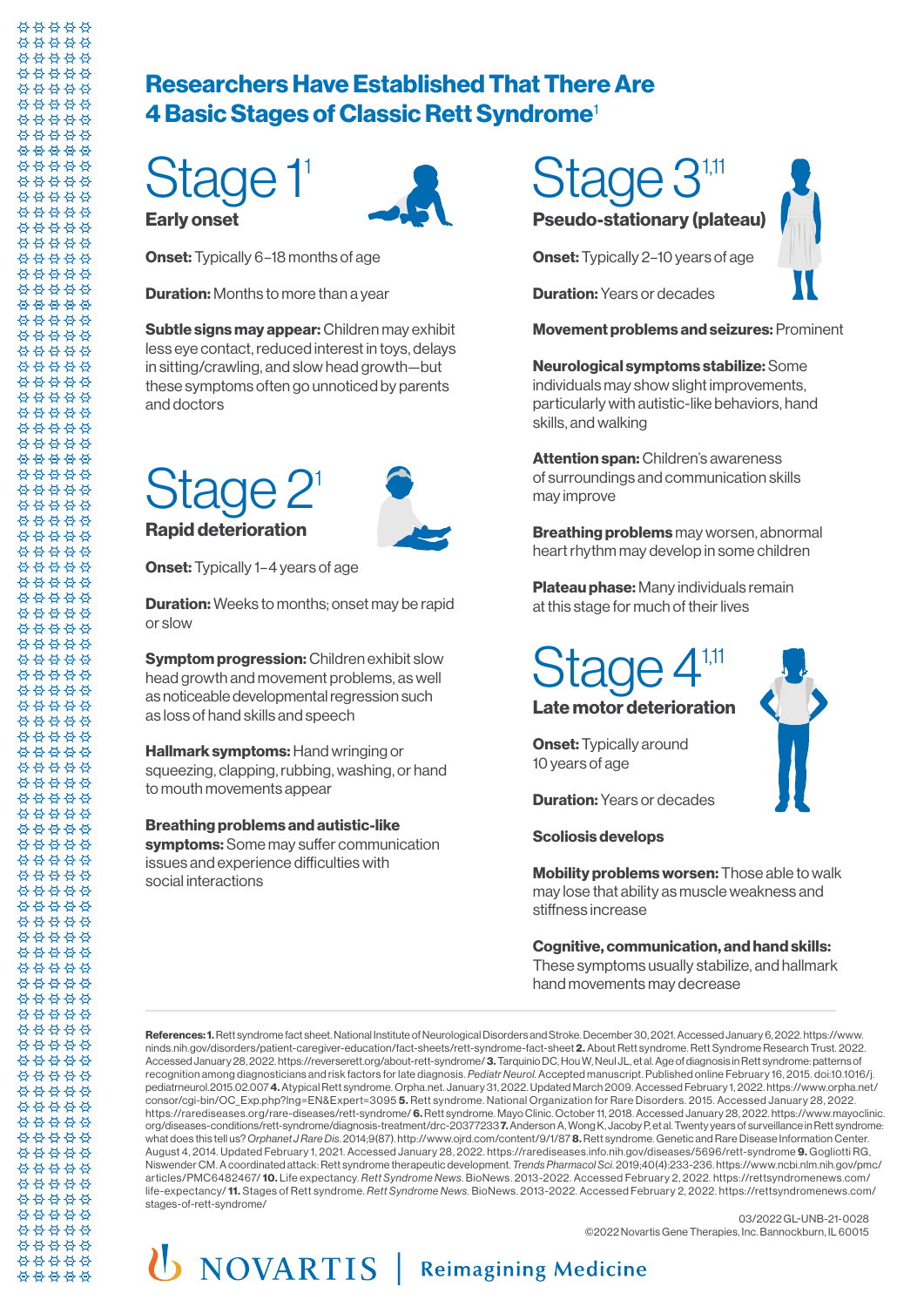# Researchers Have Established That There Are 4 Basic Stages of Classic Rett Syndrome[1]

## Stage 1[1]

**Early onset**

**Onset:** Typically 6–18 months of age

**Duration:** Months to more than a year

**Subtle signs may appear:** Children may exhibit less eye contact, reduced interest in toys, delays in sitting/crawling, and slow head growth—but these symptoms often go unnoticed by parents and doctors

## Stage 2[1]

**Rapid deterioration**

**Onset:** Typically 1–4 years of age

**Duration:** Weeks to months; onset may be rapid or slow

**Symptom progression:** Children exhibit slow head growth and movement problems, as well as noticeable developmental regression such as loss of hand skills and speech

**Hallmark symptoms:** Hand wringing or squeezing, clapping, rubbing, washing, or hand to mouth movements appear

**Breathing problems and autistic-like symptoms:** Some may suffer communication issues and experience difficulties with social interactions

## Stage 3[1,11]

**Pseudo-stationary (plateau)**

**Onset:** Typically 2–10 years of age

**Duration:** Years or decades

**Movement problems and seizures:** Prominent

**Neurological symptoms stabilize:** Some individuals may show slight improvements, particularly with autistic-like behaviors, hand skills, and walking

**Attention span:** Children's awareness of surroundings and communication skills may improve

**Breathing problems** may worsen, abnormal heart rhythm may develop in some children

**Plateau phase:** Many individuals remain at this stage for much of their lives

## Stage 4[1,11]

**Late motor deterioration**

**Onset:** Typically around 10 years of age

**Duration:** Years or decades

**Scoliosis develops**

**Mobility problems worsen:** Those able to walk may lose that ability as muscle weakness and stiffness increase

**Cognitive, communication, and hand skills:** These symptoms usually stabilize, and hallmark hand movements may decrease

**References: 1.** Rett syndrome fact sheet. National Institute of Neurological Disorders and Stroke. December 30, 2021. Accessed January 6, 2022. https://www.ninds.nih.gov/disorders/patient-caregiver-education/fact-sheets/rett-syndrome-fact-sheet **2.** About Rett syndrome. Rett Syndrome Research Trust. 2022. Accessed January 28, 2022. https://reverserett.org/about-rett-syndrome/ **3.** Tarquinio DC, Hou W, Neul JL, et al. Age of diagnosis in Rett syndrome: patterns of recognition among diagnosticians and risk factors for late diagnosis. *Pediatr Neurol.* Accepted manuscript. Published online February 16, 2015. doi:10.1016/j.pediatrneurol.2015.02.007 **4.** Atypical Rett syndrome. Orpha.net. January 31, 2022. Updated March 2009. Accessed February 1, 2022. https://www.orpha.net/consor/cgi-bin/OC_Exp.php?lng=EN&Expert=3095 **5.** Rett syndrome. National Organization for Rare Disorders. 2015. Accessed January 28, 2022. https://rarediseases.org/rare-diseases/rett-syndrome/ **6.** Rett syndrome. Mayo Clinic. October 11, 2018. Accessed January 28, 2022. https://www.mayoclinic.org/diseases-conditions/rett-syndrome/diagnosis-treatment/drc-20377233 **7.** Anderson A, Wong K, Jacoby P, et al. Twenty years of surveillance in Rett syndrome: what does this tell us? *Orphanet J Rare Dis.* 2014;9(87). http://www.ojrd.com/content/9/1/87 **8.** Rett syndrome. Genetic and Rare Disease Information Center. August 4, 2014. Updated February 1, 2021. Accessed January 28, 2022. https://rarediseases.info.nih.gov/diseases/5696/rett-syndrome **9.** Gogliotti RG, Niswender CM. A coordinated attack: Rett syndrome therapeutic development. *Trends Pharmacol Sci.* 2019;40(4):233-236. https://www.ncbi.nlm.nih.gov/pmc/articles/PMC6482467/ **10.** Life expectancy. *Rett Syndrome News.* BioNews. 2013-2022. Accessed February 2, 2022. https://rettsyndromenews.com/life-expectancy/ **11.** Stages of Rett syndrome. *Rett Syndrome News.* BioNews. 2013-2022. Accessed February 2, 2022. https://rettsyndromenews.com/stages-of-rett-syndrome/

03/2022 GL-UNB-21-0028

©2022 Novartis Gene Therapies, Inc. Bannockburn, IL 60015

NOVARTIS | Reimagining Medicine